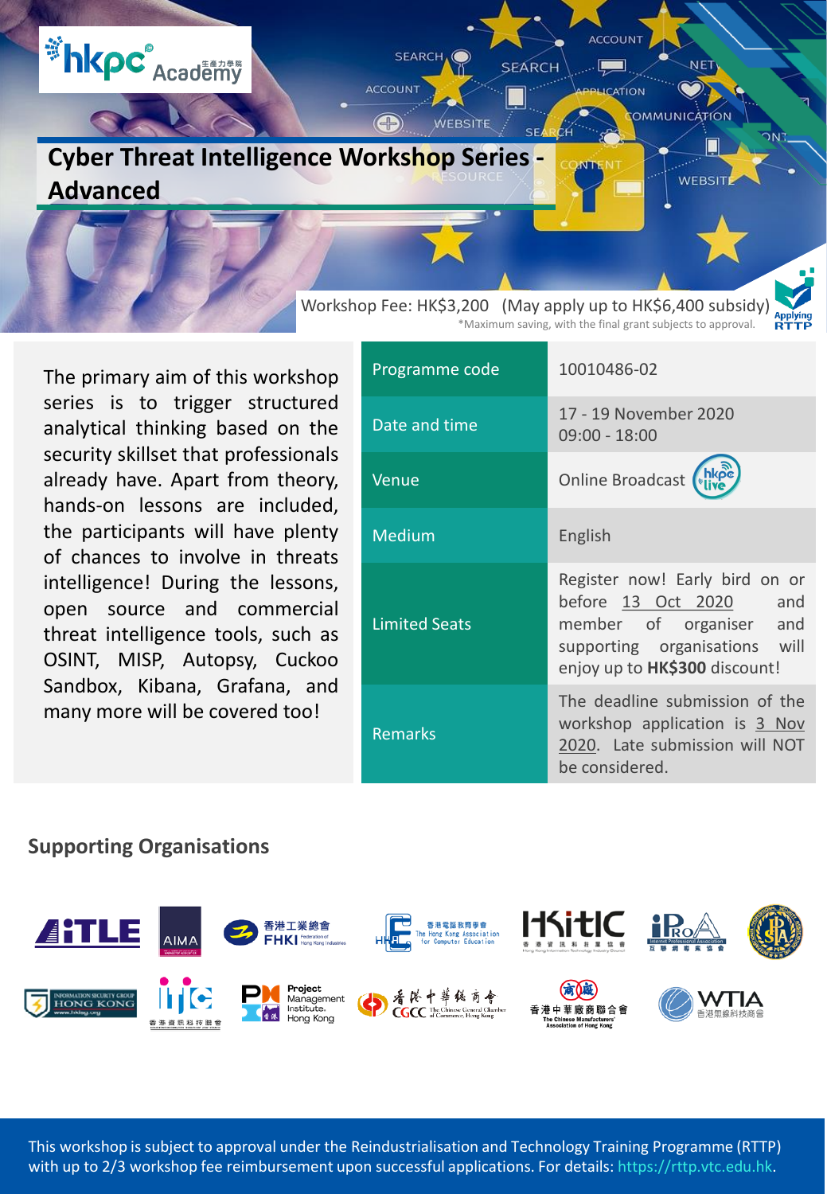# Cyber Threat Intelligence Workshop Series - Advanced

Workshop Fee: HK$3,200 (May apply up to HK$6,400 subsidy)

*Maximum saving, with the final grant subjects to approval.

The primary aim of this workshop series is to trigger structured analytical thinking based on the security skillset that professionals already have. Apart from theory, hands-on lessons are included, the participants will have plenty of chances to involve in threats intelligence! During the lessons, open source and commercial threat intelligence tools, such as OSINT, MISP, Autopsy, Cuckoo Sandbox, Kibana, Grafana, and many more will be covered too!

| | |
|---|---|
| Programme code | 10010486-02 |
| Date and time | 17 - 19 November 2020<br>09:00 - 18:00 |
| Venue | Online Broadcast |
| Medium | English |
| Limited Seats | Register now! Early bird on or before 13 Oct 2020 and member of organiser and supporting organisations will enjoy up to **HK$300** discount! |
| Remarks | The deadline submission of the workshop application is 3 Nov 2020. Late submission will NOT be considered. |

## Supporting Organisations

This workshop is subject to approval under the Reindustrialisation and Technology Training Programme (RTTP) with up to 2/3 workshop fee reimbursement upon successful applications. For details: https://rttp.vtc.edu.hk.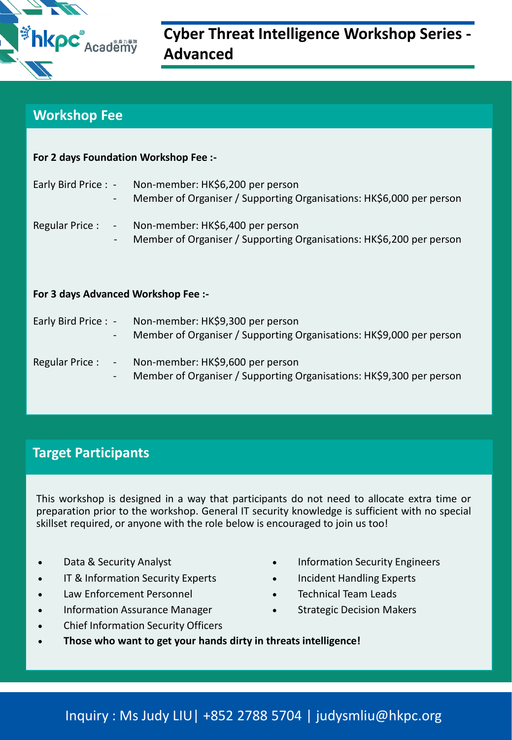# Cyber Threat Intelligence Workshop Series - Advanced

## Workshop Fee

**For 2 days Foundation Workshop Fee :-**

Early Bird Price :
- Non-member: HK$6,200 per person
- Member of Organiser / Supporting Organisations: HK$6,000 per person

Regular Price :
- Non-member: HK$6,400 per person
- Member of Organiser / Supporting Organisations: HK$6,200 per person

**For 3 days Advanced Workshop Fee :-**

Early Bird Price :
- Non-member: HK$9,300 per person
- Member of Organiser / Supporting Organisations: HK$9,000 per person

Regular Price :
- Non-member: HK$9,600 per person
- Member of Organiser / Supporting Organisations: HK$9,300 per person

## Target Participants

This workshop is designed in a way that participants do not need to allocate extra time or preparation prior to the workshop. General IT security knowledge is sufficient with no special skillset required, or anyone with the role below is encouraged to join us too!

- Data & Security Analyst
- IT & Information Security Experts
- Law Enforcement Personnel
- Information Assurance Manager
- Chief Information Security Officers
- Information Security Engineers
- Incident Handling Experts
- Technical Team Leads
- Strategic Decision Makers
- **Those who want to get your hands dirty in threats intelligence!**

Inquiry : Ms Judy LIU| +852 2788 5704 | judysmliu@hkpc.org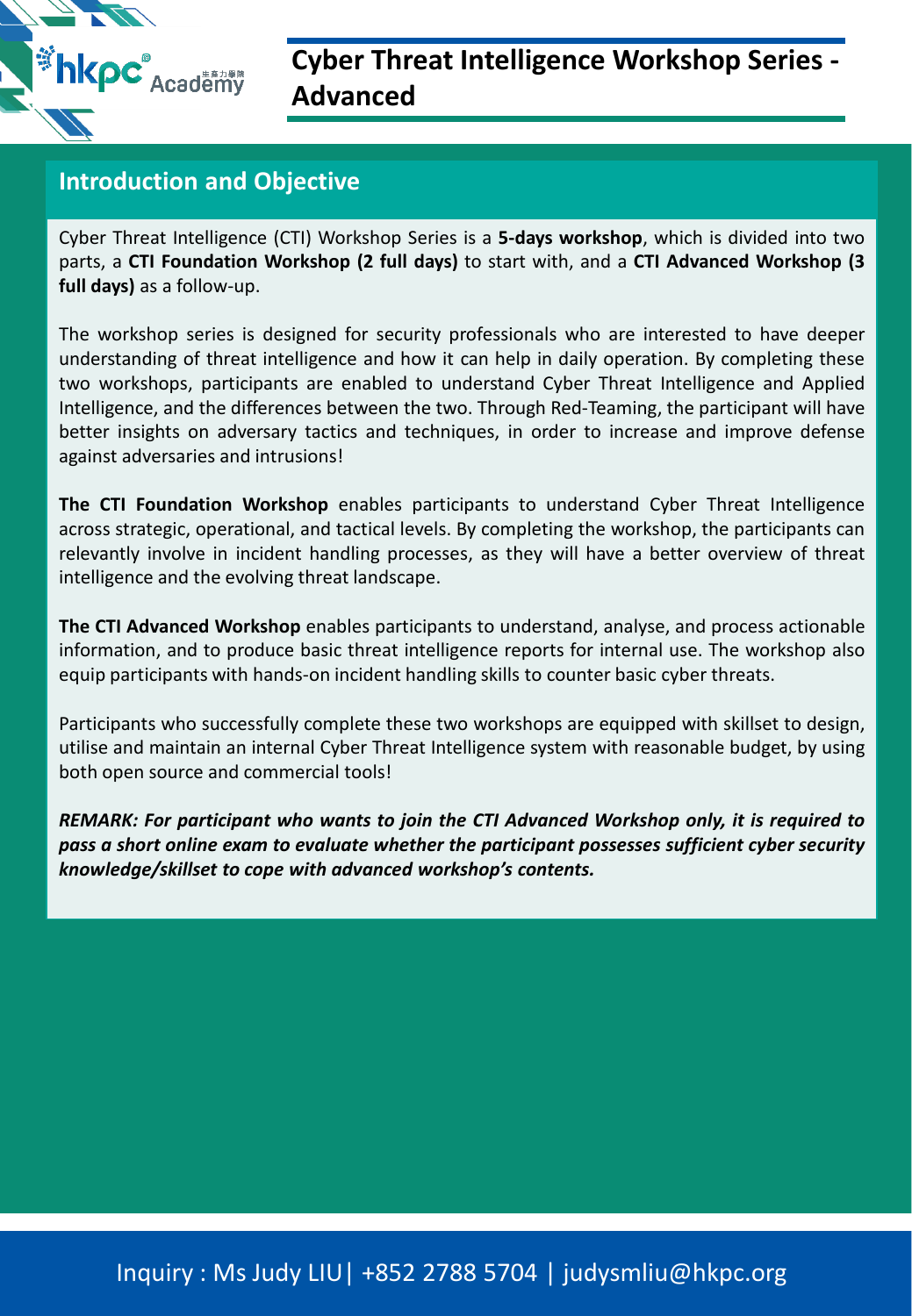# Cyber Threat Intelligence Workshop Series - Advanced

## Introduction and Objective

Cyber Threat Intelligence (CTI) Workshop Series is a **5-days workshop**, which is divided into two parts, a **CTI Foundation Workshop (2 full days)** to start with, and a **CTI Advanced Workshop (3 full days)** as a follow-up.

The workshop series is designed for security professionals who are interested to have deeper understanding of threat intelligence and how it can help in daily operation. By completing these two workshops, participants are enabled to understand Cyber Threat Intelligence and Applied Intelligence, and the differences between the two. Through Red-Teaming, the participant will have better insights on adversary tactics and techniques, in order to increase and improve defense against adversaries and intrusions!

**The CTI Foundation Workshop** enables participants to understand Cyber Threat Intelligence across strategic, operational, and tactical levels. By completing the workshop, the participants can relevantly involve in incident handling processes, as they will have a better overview of threat intelligence and the evolving threat landscape.

**The CTI Advanced Workshop** enables participants to understand, analyse, and process actionable information, and to produce basic threat intelligence reports for internal use. The workshop also equip participants with hands-on incident handling skills to counter basic cyber threats.

Participants who successfully complete these two workshops are equipped with skillset to design, utilise and maintain an internal Cyber Threat Intelligence system with reasonable budget, by using both open source and commercial tools!

***REMARK: For participant who wants to join the CTI Advanced Workshop only, it is required to pass a short online exam to evaluate whether the participant possesses sufficient cyber security knowledge/skillset to cope with advanced workshop's contents.***

Inquiry : Ms Judy LIU| +852 2788 5704 | judysmliu@hkpc.org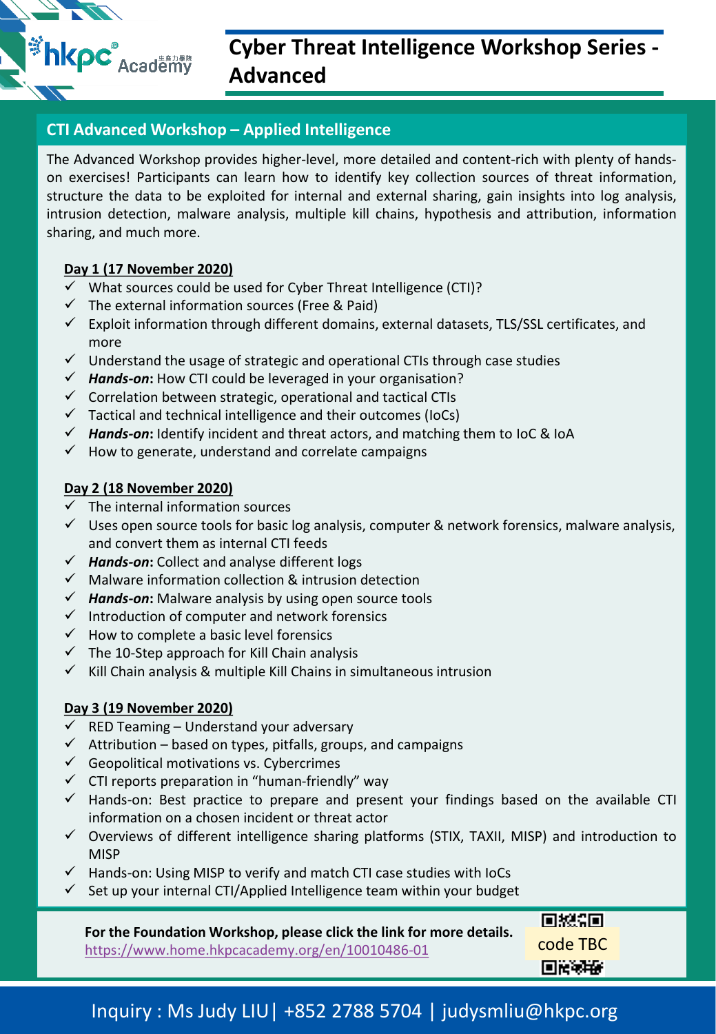# Cyber Threat Intelligence Workshop Series - Advanced

## CTI Advanced Workshop – Applied Intelligence

The Advanced Workshop provides higher-level, more detailed and content-rich with plenty of hands-on exercises! Participants can learn how to identify key collection sources of threat information, structure the data to be exploited for internal and external sharing, gain insights into log analysis, intrusion detection, malware analysis, multiple kill chains, hypothesis and attribution, information sharing, and much more.

**Day 1 (17 November 2020)**

- ✓ What sources could be used for Cyber Threat Intelligence (CTI)?
- ✓ The external information sources (Free & Paid)
- ✓ Exploit information through different domains, external datasets, TLS/SSL certificates, and more
- ✓ Understand the usage of strategic and operational CTIs through case studies
- ✓ ***Hands-on*:** How CTI could be leveraged in your organisation?
- ✓ Correlation between strategic, operational and tactical CTIs
- ✓ Tactical and technical intelligence and their outcomes (IoCs)
- ✓ ***Hands-on*:** Identify incident and threat actors, and matching them to IoC & IoA
- ✓ How to generate, understand and correlate campaigns

**Day 2 (18 November 2020)**

- ✓ The internal information sources
- ✓ Uses open source tools for basic log analysis, computer & network forensics, malware analysis, and convert them as internal CTI feeds
- ✓ ***Hands-on*:** Collect and analyse different logs
- ✓ Malware information collection & intrusion detection
- ✓ ***Hands-on*:** Malware analysis by using open source tools
- ✓ Introduction of computer and network forensics
- ✓ How to complete a basic level forensics
- ✓ The 10-Step approach for Kill Chain analysis
- ✓ Kill Chain analysis & multiple Kill Chains in simultaneous intrusion

**Day 3 (19 November 2020)**

- ✓ RED Teaming – Understand your adversary
- ✓ Attribution – based on types, pitfalls, groups, and campaigns
- ✓ Geopolitical motivations vs. Cybercrimes
- ✓ CTI reports preparation in "human-friendly" way
- ✓ Hands-on: Best practice to prepare and present your findings based on the available CTI information on a chosen incident or threat actor
- ✓ Overviews of different intelligence sharing platforms (STIX, TAXII, MISP) and introduction to MISP
- ✓ Hands-on: Using MISP to verify and match CTI case studies with IoCs
- ✓ Set up your internal CTI/Applied Intelligence team within your budget

**For the Foundation Workshop, please click the link for more details.**
https://www.home.hkpcacademy.org/en/10010486-01

code TBC

Inquiry : Ms Judy LIU| +852 2788 5704 | judysmliu@hkpc.org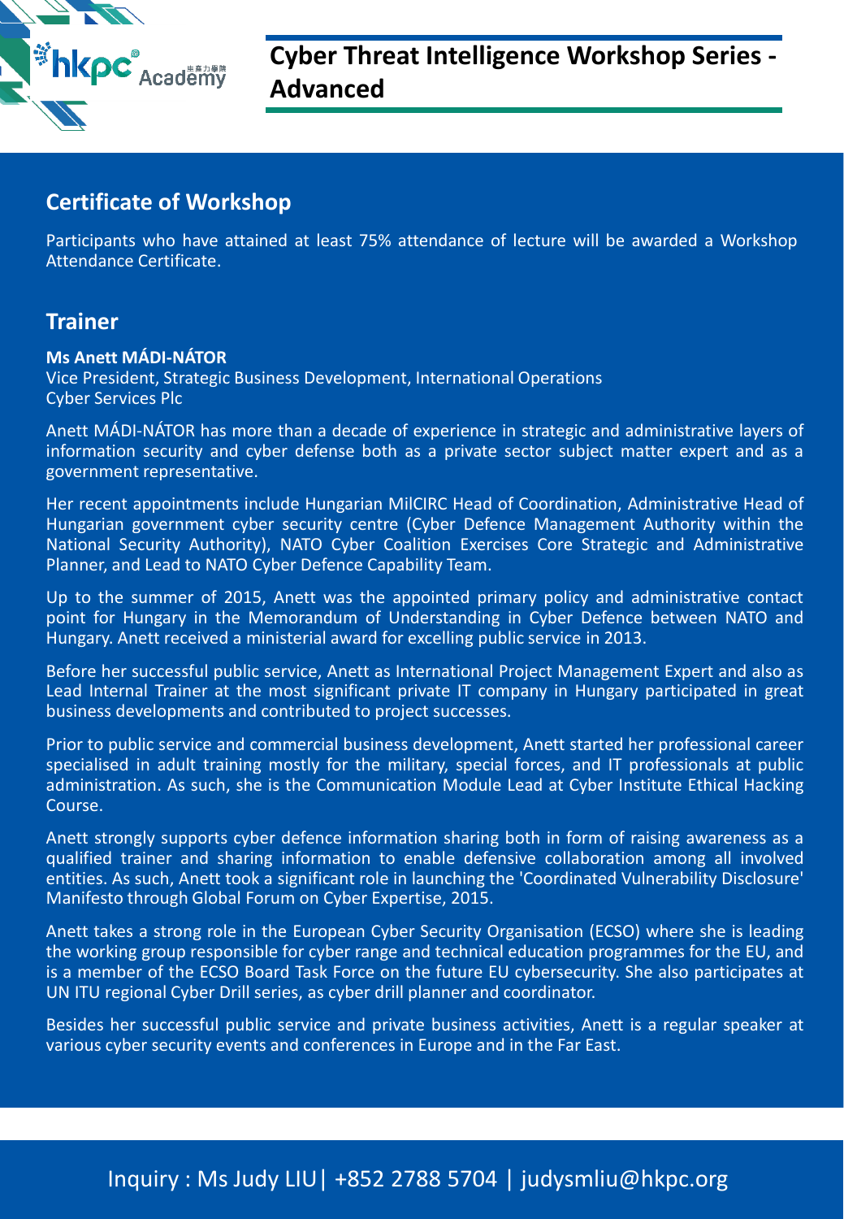# Cyber Threat Intelligence Workshop Series - Advanced

## Certificate of Workshop

Participants who have attained at least 75% attendance of lecture will be awarded a Workshop Attendance Certificate.

## Trainer

**Ms Anett MÁDI-NÁTOR**
Vice President, Strategic Business Development, International Operations
Cyber Services Plc

Anett MÁDI-NÁTOR has more than a decade of experience in strategic and administrative layers of information security and cyber defense both as a private sector subject matter expert and as a government representative.

Her recent appointments include Hungarian MilCIRC Head of Coordination, Administrative Head of Hungarian government cyber security centre (Cyber Defence Management Authority within the National Security Authority), NATO Cyber Coalition Exercises Core Strategic and Administrative Planner, and Lead to NATO Cyber Defence Capability Team.

Up to the summer of 2015, Anett was the appointed primary policy and administrative contact point for Hungary in the Memorandum of Understanding in Cyber Defence between NATO and Hungary. Anett received a ministerial award for excelling public service in 2013.

Before her successful public service, Anett as International Project Management Expert and also as Lead Internal Trainer at the most significant private IT company in Hungary participated in great business developments and contributed to project successes.

Prior to public service and commercial business development, Anett started her professional career specialised in adult training mostly for the military, special forces, and IT professionals at public administration. As such, she is the Communication Module Lead at Cyber Institute Ethical Hacking Course.

Anett strongly supports cyber defence information sharing both in form of raising awareness as a qualified trainer and sharing information to enable defensive collaboration among all involved entities. As such, Anett took a significant role in launching the 'Coordinated Vulnerability Disclosure' Manifesto through Global Forum on Cyber Expertise, 2015.

Anett takes a strong role in the European Cyber Security Organisation (ECSO) where she is leading the working group responsible for cyber range and technical education programmes for the EU, and is a member of the ECSO Board Task Force on the future EU cybersecurity. She also participates at UN ITU regional Cyber Drill series, as cyber drill planner and coordinator.

Besides her successful public service and private business activities, Anett is a regular speaker at various cyber security events and conferences in Europe and in the Far East.

Inquiry : Ms Judy LIU| +852 2788 5704 | judysmliu@hkpc.org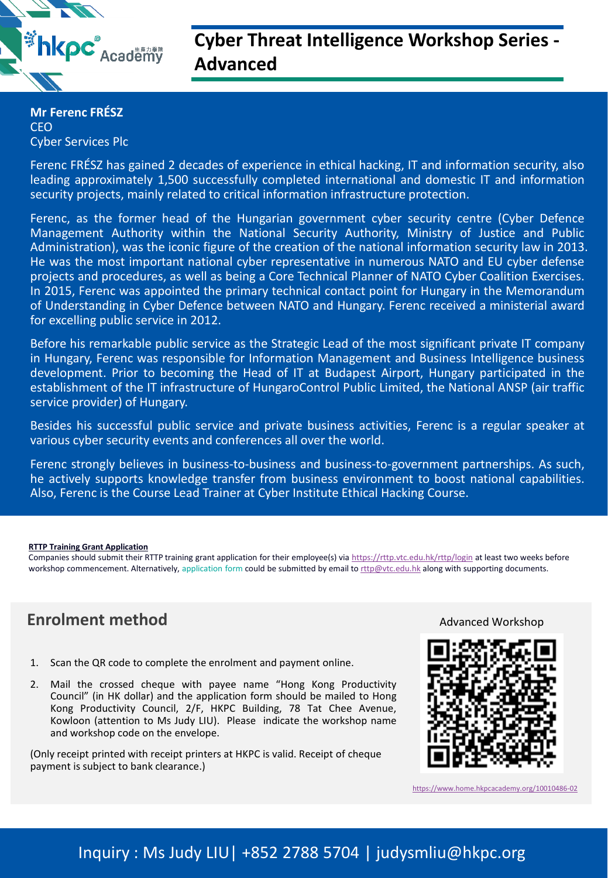# Cyber Threat Intelligence Workshop Series - Advanced

**Mr Ferenc FRÉSZ**
CEO
Cyber Services Plc

Ferenc FRÉSZ has gained 2 decades of experience in ethical hacking, IT and information security, also leading approximately 1,500 successfully completed international and domestic IT and information security projects, mainly related to critical information infrastructure protection.

Ferenc, as the former head of the Hungarian government cyber security centre (Cyber Defence Management Authority within the National Security Authority, Ministry of Justice and Public Administration), was the iconic figure of the creation of the national information security law in 2013. He was the most important national cyber representative in numerous NATO and EU cyber defense projects and procedures, as well as being a Core Technical Planner of NATO Cyber Coalition Exercises. In 2015, Ferenc was appointed the primary technical contact point for Hungary in the Memorandum of Understanding in Cyber Defence between NATO and Hungary. Ferenc received a ministerial award for excelling public service in 2012.

Before his remarkable public service as the Strategic Lead of the most significant private IT company in Hungary, Ferenc was responsible for Information Management and Business Intelligence business development. Prior to becoming the Head of IT at Budapest Airport, Hungary participated in the establishment of the IT infrastructure of HungaroControl Public Limited, the National ANSP (air traffic service provider) of Hungary.

Besides his successful public service and private business activities, Ferenc is a regular speaker at various cyber security events and conferences all over the world.

Ferenc strongly believes in business-to-business and business-to-government partnerships. As such, he actively supports knowledge transfer from business environment to boost national capabilities. Also, Ferenc is the Course Lead Trainer at Cyber Institute Ethical Hacking Course.

**RTTP Training Grant Application**

Companies should submit their RTTP training grant application for their employee(s) via https://rttp.vtc.edu.hk/rttp/login at least two weeks before workshop commencement. Alternatively, application form could be submitted by email to rttp@vtc.edu.hk along with supporting documents.

## Enrolment method

1. Scan the QR code to complete the enrolment and payment online.
2. Mail the crossed cheque with payee name "Hong Kong Productivity Council" (in HK dollar) and the application form should be mailed to Hong Kong Productivity Council, 2/F, HKPC Building, 78 Tat Chee Avenue, Kowloon (attention to Ms Judy LIU). Please indicate the workshop name and workshop code on the envelope.

(Only receipt printed with receipt printers at HKPC is valid. Receipt of cheque payment is subject to bank clearance.)

Advanced Workshop

https://www.home.hkpcacademy.org/10010486-02

Inquiry : Ms Judy LIU| +852 2788 5704 | judysmliu@hkpc.org